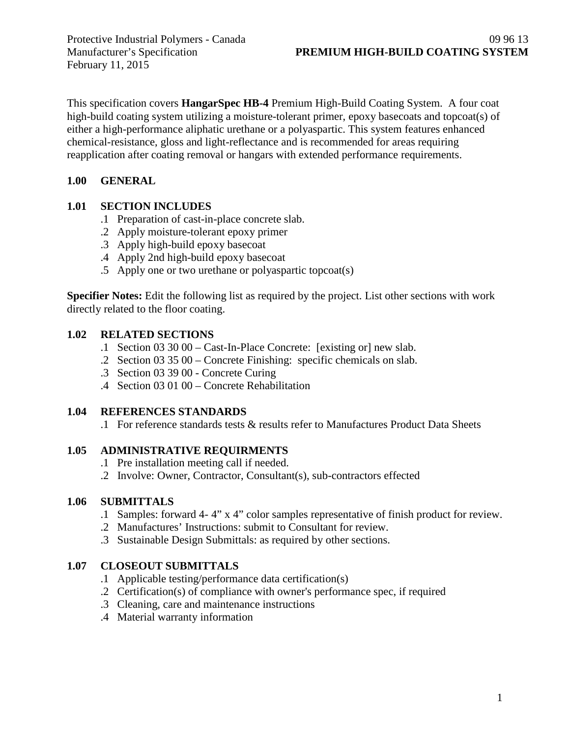Protective Industrial Polymers - Canada
Manufacturer's Specification
February 11, 2015

09 96 13
**PREMIUM HIGH-BUILD COATING SYSTEM**

This specification covers **HangarSpec HB-4** Premium High-Build Coating System. A four coat high-build coating system utilizing a moisture-tolerant primer, epoxy basecoats and topcoat(s) of either a high-performance aliphatic urethane or a polyaspartic. This system features enhanced chemical-resistance, gloss and light-reflectance and is recommended for areas requiring reapplication after coating removal or hangars with extended performance requirements.

## 1.00 GENERAL

### 1.01 SECTION INCLUDES

.1 Preparation of cast-in-place concrete slab.
.2 Apply moisture-tolerant epoxy primer
.3 Apply high-build epoxy basecoat
.4 Apply 2nd high-build epoxy basecoat
.5 Apply one or two urethane or polyaspartic topcoat(s)

**Specifier Notes:** Edit the following list as required by the project. List other sections with work directly related to the floor coating.

### 1.02 RELATED SECTIONS

.1 Section 03 30 00 – Cast-In-Place Concrete: [existing or] new slab.
.2 Section 03 35 00 – Concrete Finishing: specific chemicals on slab.
.3 Section 03 39 00 - Concrete Curing
.4 Section 03 01 00 – Concrete Rehabilitation

### 1.04 REFERENCES STANDARDS

.1 For reference standards tests & results refer to Manufactures Product Data Sheets

### 1.05 ADMINISTRATIVE REQUIRMENTS

.1 Pre installation meeting call if needed.
.2 Involve: Owner, Contractor, Consultant(s), sub-contractors effected

### 1.06 SUBMITTALS

.1 Samples: forward 4- 4" x 4" color samples representative of finish product for review.
.2 Manufactures' Instructions: submit to Consultant for review.
.3 Sustainable Design Submittals: as required by other sections.

### 1.07 CLOSEOUT SUBMITTALS

.1 Applicable testing/performance data certification(s)
.2 Certification(s) of compliance with owner's performance spec, if required
.3 Cleaning, care and maintenance instructions
.4 Material warranty information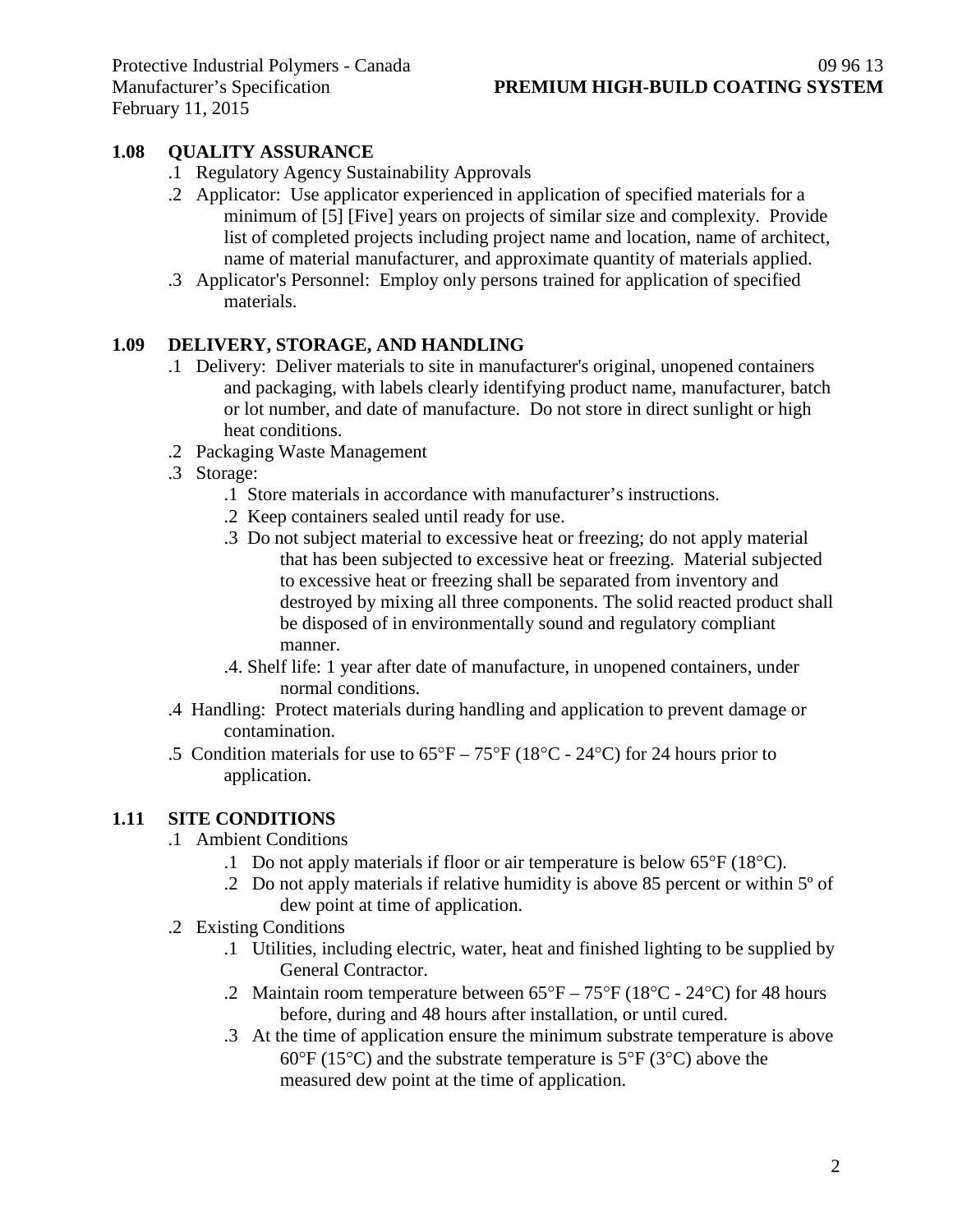## 1.08 QUALITY ASSURANCE

.1 Regulatory Agency Sustainability Approvals

.2 Applicator: Use applicator experienced in application of specified materials for a minimum of [5] [Five] years on projects of similar size and complexity. Provide list of completed projects including project name and location, name of architect, name of material manufacturer, and approximate quantity of materials applied.

.3 Applicator's Personnel: Employ only persons trained for application of specified materials.

## 1.09 DELIVERY, STORAGE, AND HANDLING

.1 Delivery: Deliver materials to site in manufacturer's original, unopened containers and packaging, with labels clearly identifying product name, manufacturer, batch or lot number, and date of manufacture. Do not store in direct sunlight or high heat conditions.

.2 Packaging Waste Management

.3 Storage:

- .1 Store materials in accordance with manufacturer's instructions.
- .2 Keep containers sealed until ready for use.
- .3 Do not subject material to excessive heat or freezing; do not apply material that has been subjected to excessive heat or freezing. Material subjected to excessive heat or freezing shall be separated from inventory and destroyed by mixing all three components. The solid reacted product shall be disposed of in environmentally sound and regulatory compliant manner.
- .4. Shelf life: 1 year after date of manufacture, in unopened containers, under normal conditions.

.4 Handling: Protect materials during handling and application to prevent damage or contamination.

.5 Condition materials for use to 65°F – 75°F (18°C - 24°C) for 24 hours prior to application.

## 1.11 SITE CONDITIONS

.1 Ambient Conditions

- .1 Do not apply materials if floor or air temperature is below 65°F (18°C).
- .2 Do not apply materials if relative humidity is above 85 percent or within 5º of dew point at time of application.

.2 Existing Conditions

- .1 Utilities, including electric, water, heat and finished lighting to be supplied by General Contractor.
- .2 Maintain room temperature between 65°F – 75°F (18°C - 24°C) for 48 hours before, during and 48 hours after installation, or until cured.
- .3 At the time of application ensure the minimum substrate temperature is above 60°F (15°C) and the substrate temperature is 5°F (3°C) above the measured dew point at the time of application.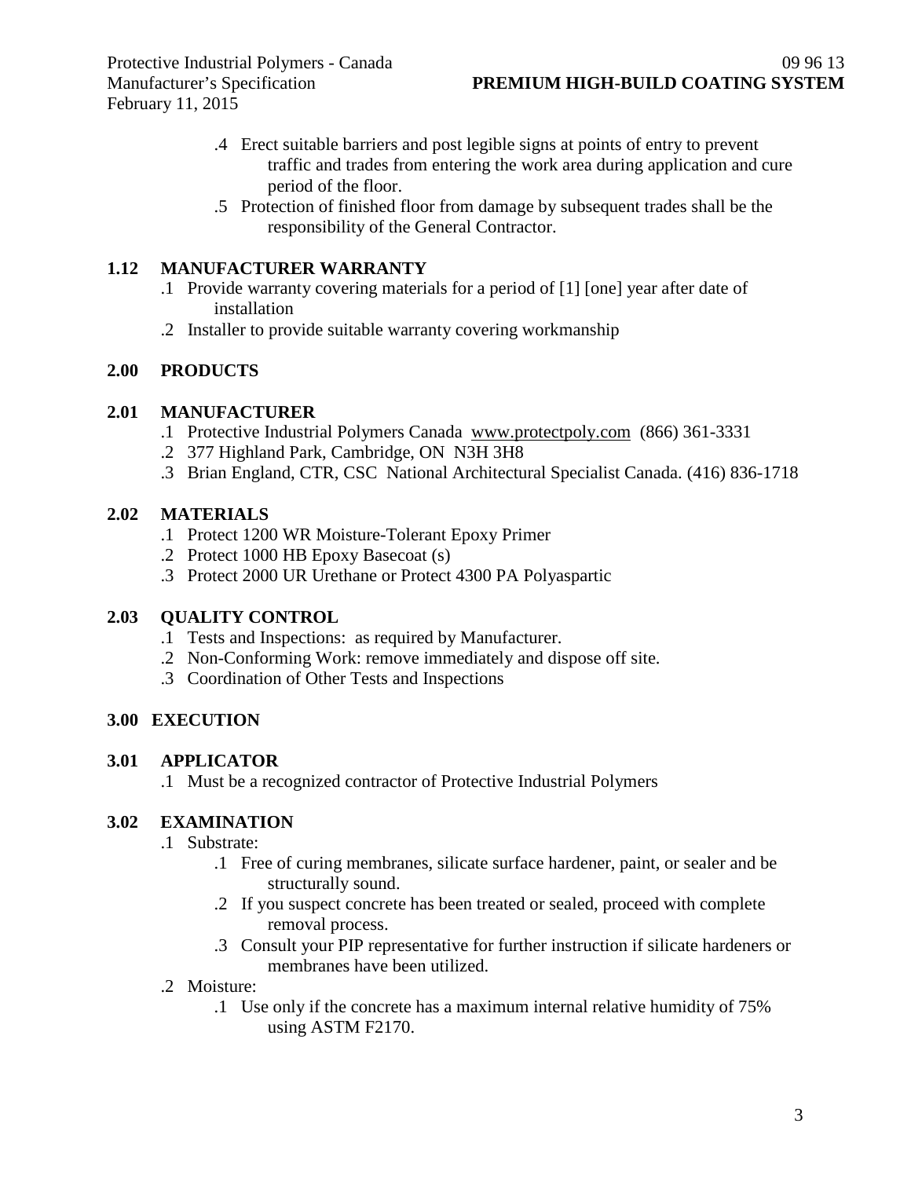.4 Erect suitable barriers and post legible signs at points of entry to prevent traffic and trades from entering the work area during application and cure period of the floor.

.5 Protection of finished floor from damage by subsequent trades shall be the responsibility of the General Contractor.

## 1.12 MANUFACTURER WARRANTY

.1 Provide warranty covering materials for a period of [1] [one] year after date of installation

.2 Installer to provide suitable warranty covering workmanship

# 2.00 PRODUCTS

## 2.01 MANUFACTURER

.1 Protective Industrial Polymers Canada www.protectpoly.com (866) 361-3331

.2 377 Highland Park, Cambridge, ON N3H 3H8

.3 Brian England, CTR, CSC National Architectural Specialist Canada. (416) 836-1718

## 2.02 MATERIALS

.1 Protect 1200 WR Moisture-Tolerant Epoxy Primer

.2 Protect 1000 HB Epoxy Basecoat (s)

.3 Protect 2000 UR Urethane or Protect 4300 PA Polyaspartic

## 2.03 QUALITY CONTROL

.1 Tests and Inspections: as required by Manufacturer.

.2 Non-Conforming Work: remove immediately and dispose off site.

.3 Coordination of Other Tests and Inspections

# 3.00 EXECUTION

## 3.01 APPLICATOR

.1 Must be a recognized contractor of Protective Industrial Polymers

## 3.02 EXAMINATION

.1 Substrate:

- .1 Free of curing membranes, silicate surface hardener, paint, or sealer and be structurally sound.
- .2 If you suspect concrete has been treated or sealed, proceed with complete removal process.
- .3 Consult your PIP representative for further instruction if silicate hardeners or membranes have been utilized.

.2 Moisture:

- .1 Use only if the concrete has a maximum internal relative humidity of 75% using ASTM F2170.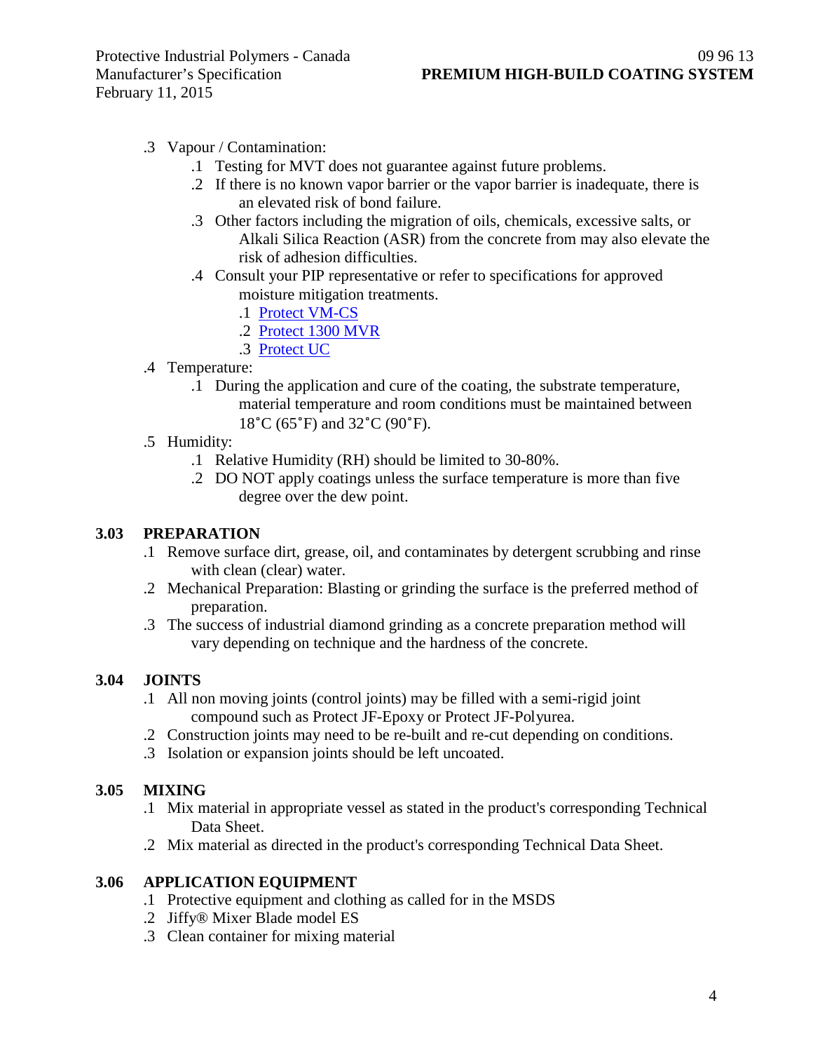.3 Vapour / Contamination:
  .1 Testing for MVT does not guarantee against future problems.
  .2 If there is no known vapor barrier or the vapor barrier is inadequate, there is an elevated risk of bond failure.
  .3 Other factors including the migration of oils, chemicals, excessive salts, or Alkali Silica Reaction (ASR) from the concrete from may also elevate the risk of adhesion difficulties.
  .4 Consult your PIP representative or refer to specifications for approved moisture mitigation treatments.
    .1 Protect VM-CS
    .2 Protect 1300 MVR
    .3 Protect UC

.4 Temperature:
  .1 During the application and cure of the coating, the substrate temperature, material temperature and room conditions must be maintained between 18˚C (65˚F) and 32˚C (90˚F).

.5 Humidity:
  .1 Relative Humidity (RH) should be limited to 30-80%.
  .2 DO NOT apply coatings unless the surface temperature is more than five degree over the dew point.

## 3.03 PREPARATION

.1 Remove surface dirt, grease, oil, and contaminates by detergent scrubbing and rinse with clean (clear) water.

.2 Mechanical Preparation: Blasting or grinding the surface is the preferred method of preparation.

.3 The success of industrial diamond grinding as a concrete preparation method will vary depending on technique and the hardness of the concrete.

## 3.04 JOINTS

.1 All non moving joints (control joints) may be filled with a semi-rigid joint compound such as Protect JF-Epoxy or Protect JF-Polyurea.

.2 Construction joints may need to be re-built and re-cut depending on conditions.

.3 Isolation or expansion joints should be left uncoated.

## 3.05 MIXING

.1 Mix material in appropriate vessel as stated in the product's corresponding Technical Data Sheet.

.2 Mix material as directed in the product's corresponding Technical Data Sheet.

## 3.06 APPLICATION EQUIPMENT

.1 Protective equipment and clothing as called for in the MSDS

.2 Jiffy® Mixer Blade model ES

.3 Clean container for mixing material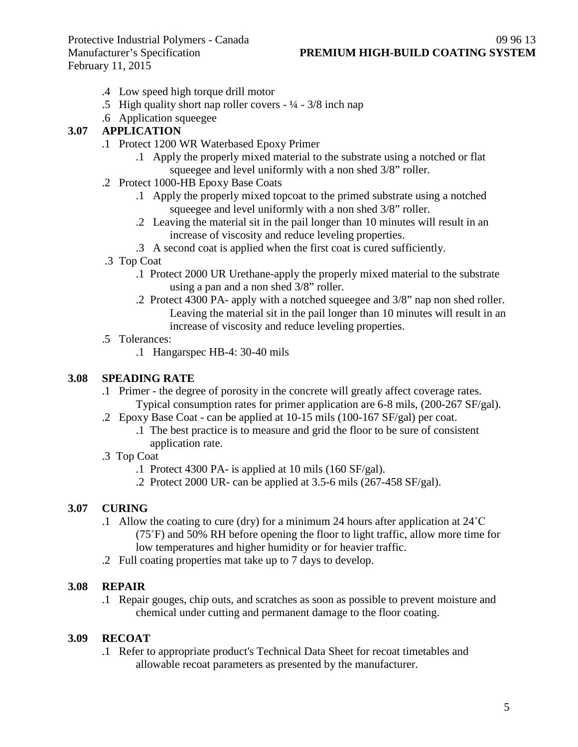.4 Low speed high torque drill motor
.5 High quality short nap roller covers - ¼ - 3/8 inch nap
.6 Application squeegee

**3.07 APPLICATION**

.1 Protect 1200 WR Waterbased Epoxy Primer
  .1 Apply the properly mixed material to the substrate using a notched or flat squeegee and level uniformly with a non shed 3/8" roller.
.2 Protect 1000-HB Epoxy Base Coats
  .1 Apply the properly mixed topcoat to the primed substrate using a notched squeegee and level uniformly with a non shed 3/8" roller.
  .2 Leaving the material sit in the pail longer than 10 minutes will result in an increase of viscosity and reduce leveling properties.
  .3 A second coat is applied when the first coat is cured sufficiently.
.3 Top Coat
  .1 Protect 2000 UR Urethane-apply the properly mixed material to the substrate using a pan and a non shed 3/8" roller.
  .2 Protect 4300 PA- apply with a notched squeegee and 3/8" nap non shed roller. Leaving the material sit in the pail longer than 10 minutes will result in an increase of viscosity and reduce leveling properties.
.5 Tolerances:
  .1 Hangarspec HB-4: 30-40 mils

**3.08 SPEADING RATE**

.1 Primer - the degree of porosity in the concrete will greatly affect coverage rates. Typical consumption rates for primer application are 6-8 mils, (200-267 SF/gal).
.2 Epoxy Base Coat - can be applied at 10-15 mils (100-167 SF/gal) per coat.
  .1 The best practice is to measure and grid the floor to be sure of consistent application rate.
.3 Top Coat
  .1 Protect 4300 PA- is applied at 10 mils (160 SF/gal).
  .2 Protect 2000 UR- can be applied at 3.5-6 mils (267-458 SF/gal).

**3.07 CURING**

.1 Allow the coating to cure (dry) for a minimum 24 hours after application at 24˚C (75˚F) and 50% RH before opening the floor to light traffic, allow more time for low temperatures and higher humidity or for heavier traffic.
.2 Full coating properties mat take up to 7 days to develop.

**3.08 REPAIR**

.1 Repair gouges, chip outs, and scratches as soon as possible to prevent moisture and chemical under cutting and permanent damage to the floor coating.

**3.09 RECOAT**

.1 Refer to appropriate product's Technical Data Sheet for recoat timetables and allowable recoat parameters as presented by the manufacturer.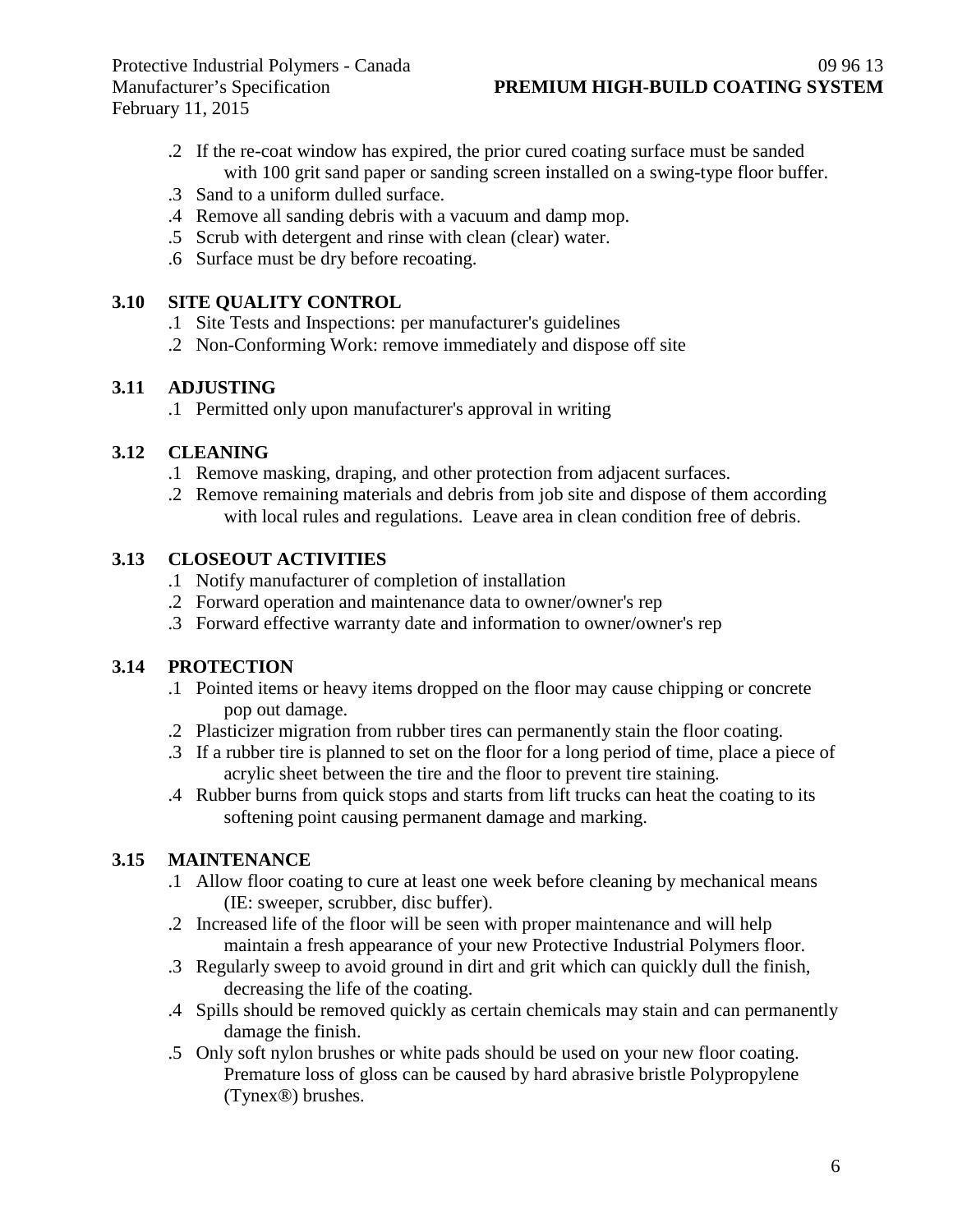.2 If the re-coat window has expired, the prior cured coating surface must be sanded with 100 grit sand paper or sanding screen installed on a swing-type floor buffer.
.3 Sand to a uniform dulled surface.
.4 Remove all sanding debris with a vacuum and damp mop.
.5 Scrub with detergent and rinse with clean (clear) water.
.6 Surface must be dry before recoating.

## 3.10 SITE QUALITY CONTROL

.1 Site Tests and Inspections: per manufacturer's guidelines
.2 Non-Conforming Work: remove immediately and dispose off site

## 3.11 ADJUSTING

.1 Permitted only upon manufacturer's approval in writing

## 3.12 CLEANING

.1 Remove masking, draping, and other protection from adjacent surfaces.
.2 Remove remaining materials and debris from job site and dispose of them according with local rules and regulations. Leave area in clean condition free of debris.

## 3.13 CLOSEOUT ACTIVITIES

.1 Notify manufacturer of completion of installation
.2 Forward operation and maintenance data to owner/owner's rep
.3 Forward effective warranty date and information to owner/owner's rep

## 3.14 PROTECTION

.1 Pointed items or heavy items dropped on the floor may cause chipping or concrete pop out damage.
.2 Plasticizer migration from rubber tires can permanently stain the floor coating.
.3 If a rubber tire is planned to set on the floor for a long period of time, place a piece of acrylic sheet between the tire and the floor to prevent tire staining.
.4 Rubber burns from quick stops and starts from lift trucks can heat the coating to its softening point causing permanent damage and marking.

## 3.15 MAINTENANCE

.1 Allow floor coating to cure at least one week before cleaning by mechanical means (IE: sweeper, scrubber, disc buffer).
.2 Increased life of the floor will be seen with proper maintenance and will help maintain a fresh appearance of your new Protective Industrial Polymers floor.
.3 Regularly sweep to avoid ground in dirt and grit which can quickly dull the finish, decreasing the life of the coating.
.4 Spills should be removed quickly as certain chemicals may stain and can permanently damage the finish.
.5 Only soft nylon brushes or white pads should be used on your new floor coating. Premature loss of gloss can be caused by hard abrasive bristle Polypropylene (Tynex®) brushes.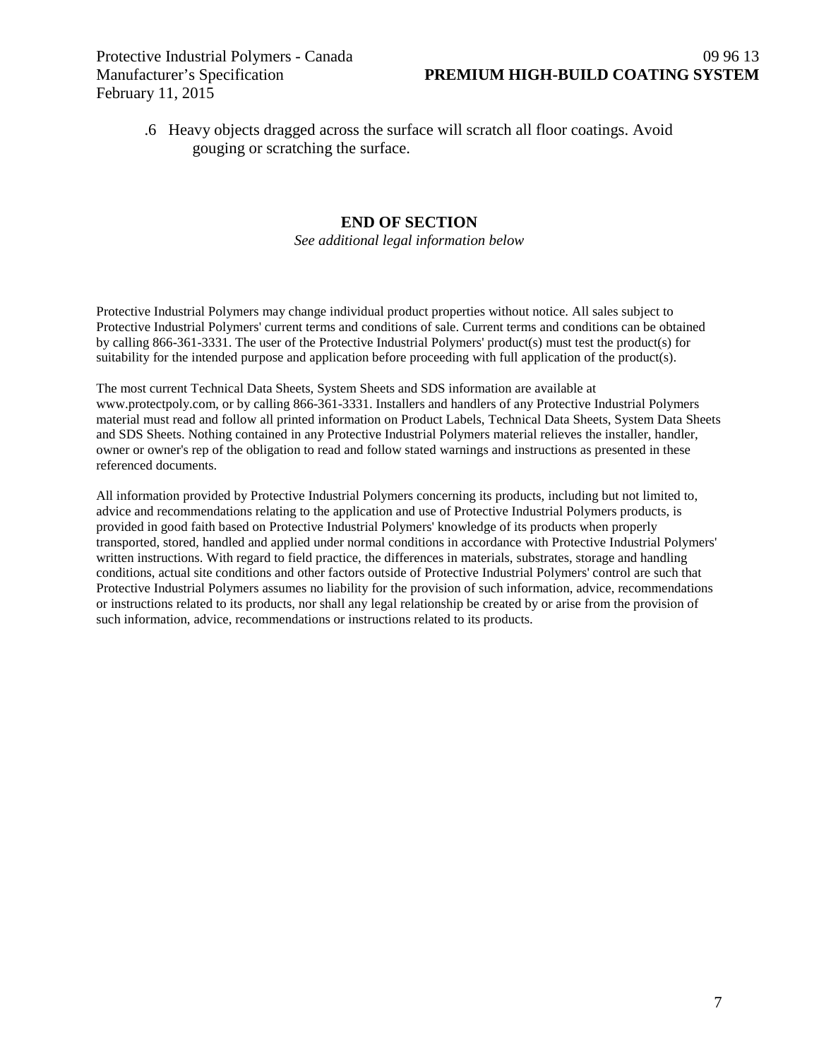.6 Heavy objects dragged across the surface will scratch all floor coatings. Avoid gouging or scratching the surface.

**END OF SECTION**

*See additional legal information below*

Protective Industrial Polymers may change individual product properties without notice. All sales subject to Protective Industrial Polymers' current terms and conditions of sale. Current terms and conditions can be obtained by calling 866-361-3331. The user of the Protective Industrial Polymers' product(s) must test the product(s) for suitability for the intended purpose and application before proceeding with full application of the product(s).

The most current Technical Data Sheets, System Sheets and SDS information are available at www.protectpoly.com, or by calling 866-361-3331. Installers and handlers of any Protective Industrial Polymers material must read and follow all printed information on Product Labels, Technical Data Sheets, System Data Sheets and SDS Sheets. Nothing contained in any Protective Industrial Polymers material relieves the installer, handler, owner or owner's rep of the obligation to read and follow stated warnings and instructions as presented in these referenced documents.

All information provided by Protective Industrial Polymers concerning its products, including but not limited to, advice and recommendations relating to the application and use of Protective Industrial Polymers products, is provided in good faith based on Protective Industrial Polymers' knowledge of its products when properly transported, stored, handled and applied under normal conditions in accordance with Protective Industrial Polymers' written instructions. With regard to field practice, the differences in materials, substrates, storage and handling conditions, actual site conditions and other factors outside of Protective Industrial Polymers' control are such that Protective Industrial Polymers assumes no liability for the provision of such information, advice, recommendations or instructions related to its products, nor shall any legal relationship be created by or arise from the provision of such information, advice, recommendations or instructions related to its products.